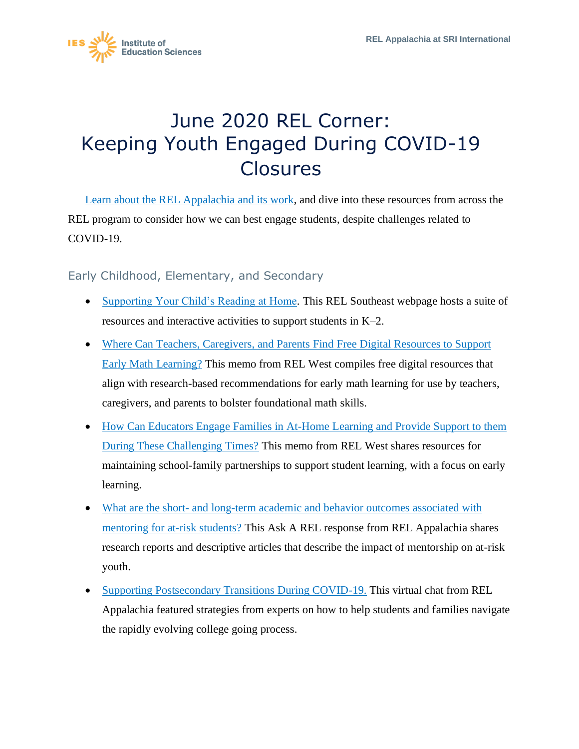# June 2020 REL Corner: Keeping Youth Engaged During COVID-19 Closures

Learn about the REL Appalachia and its work, and dive into these resources from across the REL program to consider how we can best engage students, despite challenges related to COVID-19.

## Early Childhood, Elementary, and Secondary

- Supporting Your Child's Reading at Home. This REL Southeast webpage hosts a suite of resources and interactive activities to support students in K–2.
- Where Can Teachers, Caregivers, and Parents Find Free Digital Resources to Support Early Math Learning? This memo from REL West compiles free digital resources that align with research-based recommendations for early math learning for use by teachers, caregivers, and parents to bolster foundational math skills.
- How Can Educators Engage Families in At-Home Learning and Provide Support to them During These Challenging Times? This memo from REL West shares resources for maintaining school-family partnerships to support student learning, with a focus on early learning.
- What are the short- and long-term academic and behavior outcomes associated with mentoring for at-risk students? This Ask A REL response from REL Appalachia shares research reports and descriptive articles that describe the impact of mentorship on at-risk youth.
- Supporting Postsecondary Transitions During COVID-19. This virtual chat from REL Appalachia featured strategies from experts on how to help students and families navigate the rapidly evolving college going process.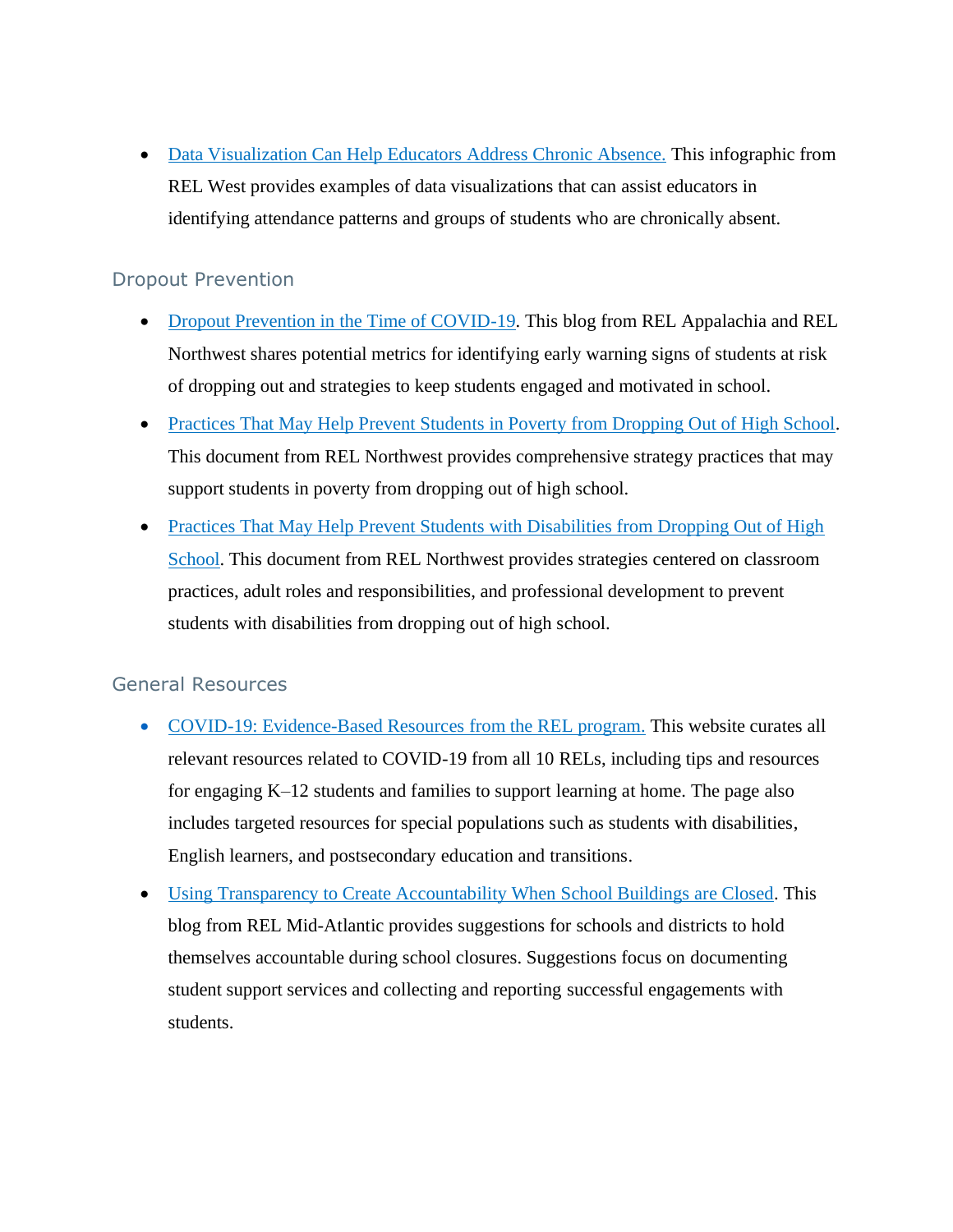- Data Visualization Can Help Educators Address Chronic Absence. This infographic from REL West provides examples of data visualizations that can assist educators in identifying attendance patterns and groups of students who are chronically absent.

### Dropout Prevention

- Dropout Prevention in the Time of COVID-19. This blog from REL Appalachia and REL Northwest shares potential metrics for identifying early warning signs of students at risk of dropping out and strategies to keep students engaged and motivated in school.
- Practices That May Help Prevent Students in Poverty from Dropping Out of High School. This document from REL Northwest provides comprehensive strategy practices that may support students in poverty from dropping out of high school.
- Practices That May Help Prevent Students with Disabilities from Dropping Out of High School. This document from REL Northwest provides strategies centered on classroom practices, adult roles and responsibilities, and professional development to prevent students with disabilities from dropping out of high school.

### General Resources

- COVID-19: Evidence-Based Resources from the REL program. This website curates all relevant resources related to COVID-19 from all 10 RELs, including tips and resources for engaging K–12 students and families to support learning at home. The page also includes targeted resources for special populations such as students with disabilities, English learners, and postsecondary education and transitions.
- Using Transparency to Create Accountability When School Buildings are Closed. This blog from REL Mid-Atlantic provides suggestions for schools and districts to hold themselves accountable during school closures. Suggestions focus on documenting student support services and collecting and reporting successful engagements with students.